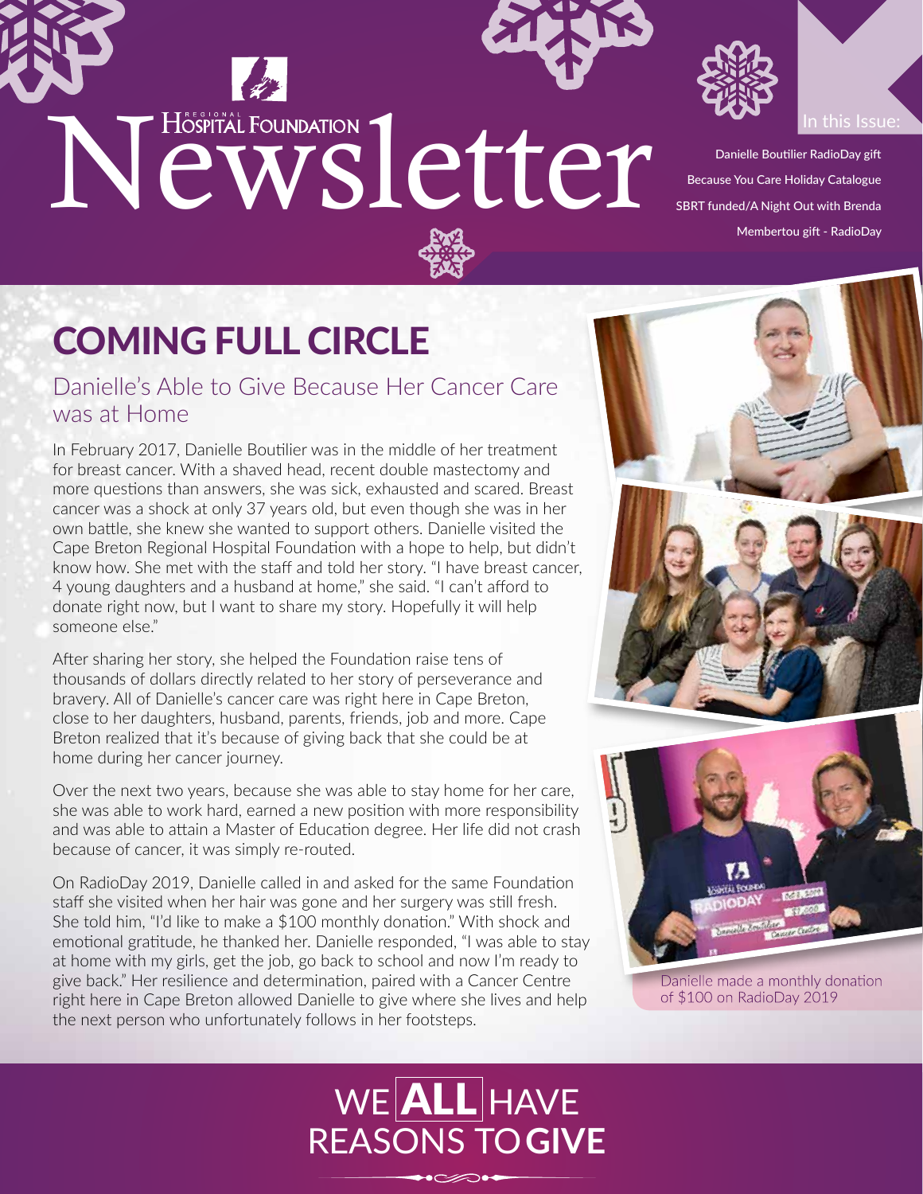# Regional Hospital Foundation Newsletter

In this Issue:

- Danielle Boutilier RadioDay gift
- Because You Care Holiday Catalogue
- SBRT funded/A Night Out with Brenda
- Membertou gift - RadioDay

# COMING FULL CIRCLE

## Danielle's Able to Give Because Her Cancer Care was at Home

In February 2017, Danielle Boutilier was in the middle of her treatment for breast cancer. With a shaved head, recent double mastectomy and more questions than answers, she was sick, exhausted and scared. Breast cancer was a shock at only 37 years old, but even though she was in her own battle, she knew she wanted to support others. Danielle visited the Cape Breton Regional Hospital Foundation with a hope to help, but didn't know how. She met with the staff and told her story. "I have breast cancer, 4 young daughters and a husband at home," she said. "I can't afford to donate right now, but I want to share my story. Hopefully it will help someone else."

After sharing her story, she helped the Foundation raise tens of thousands of dollars directly related to her story of perseverance and bravery. All of Danielle's cancer care was right here in Cape Breton, close to her daughters, husband, parents, friends, job and more. Cape Breton realized that it's because of giving back that she could be at home during her cancer journey.

Over the next two years, because she was able to stay home for her care, she was able to work hard, earned a new position with more responsibility and was able to attain a Master of Education degree. Her life did not crash because of cancer, it was simply re-routed.

On RadioDay 2019, Danielle called in and asked for the same Foundation staff she visited when her hair was gone and her surgery was still fresh. She told him, "I'd like to make a $100 monthly donation." With shock and emotional gratitude, he thanked her. Danielle responded, "I was able to stay at home with my girls, get the job, go back to school and now I'm ready to give back." Her resilience and determination, paired with a Cancer Centre right here in Cape Breton allowed Danielle to give where she lives and help the next person who unfortunately follows in her footsteps.

Danielle made a monthly donation of $100 on RadioDay 2019

**WE ALL HAVE REASONS TO GIVE**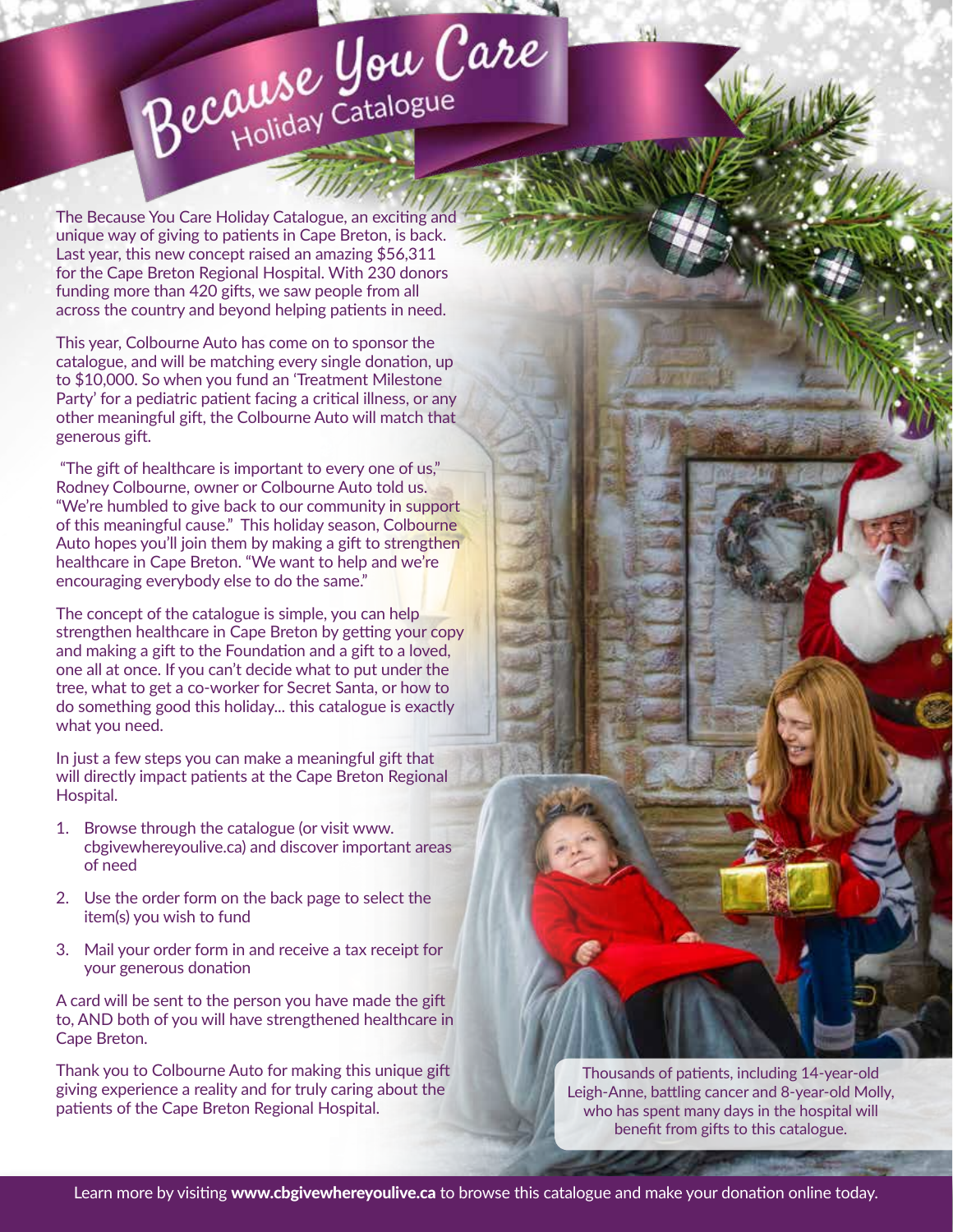# Because You Care
## Holiday Catalogue

The Because You Care Holiday Catalogue, an exciting and unique way of giving to patients in Cape Breton, is back. Last year, this new concept raised an amazing $56,311 for the Cape Breton Regional Hospital. With 230 donors funding more than 420 gifts, we saw people from all across the country and beyond helping patients in need.

This year, Colbourne Auto has come on to sponsor the catalogue, and will be matching every single donation, up to $10,000. So when you fund an 'Treatment Milestone Party' for a pediatric patient facing a critical illness, or any other meaningful gift, the Colbourne Auto will match that generous gift.

"The gift of healthcare is important to every one of us," Rodney Colbourne, owner or Colbourne Auto told us. "We're humbled to give back to our community in support of this meaningful cause." This holiday season, Colbourne Auto hopes you'll join them by making a gift to strengthen healthcare in Cape Breton. "We want to help and we're encouraging everybody else to do the same."

The concept of the catalogue is simple, you can help strengthen healthcare in Cape Breton by getting your copy and making a gift to the Foundation and a gift to a loved, one all at once. If you can't decide what to put under the tree, what to get a co-worker for Secret Santa, or how to do something good this holiday... this catalogue is exactly what you need.

In just a few steps you can make a meaningful gift that will directly impact patients at the Cape Breton Regional Hospital.

1. Browse through the catalogue (or visit www.cbgivewhereyoulive.ca) and discover important areas of need
2. Use the order form on the back page to select the item(s) you wish to fund
3. Mail your order form in and receive a tax receipt for your generous donation

A card will be sent to the person you have made the gift to, AND both of you will have strengthened healthcare in Cape Breton.

Thank you to Colbourne Auto for making this unique gift giving experience a reality and for truly caring about the patients of the Cape Breton Regional Hospital.

Thousands of patients, including 14-year-old Leigh-Anne, battling cancer and 8-year-old Molly, who has spent many days in the hospital will benefit from gifts to this catalogue.

Learn more by visiting **www.cbgivewhereyoulive.ca** to browse this catalogue and make your donation online today.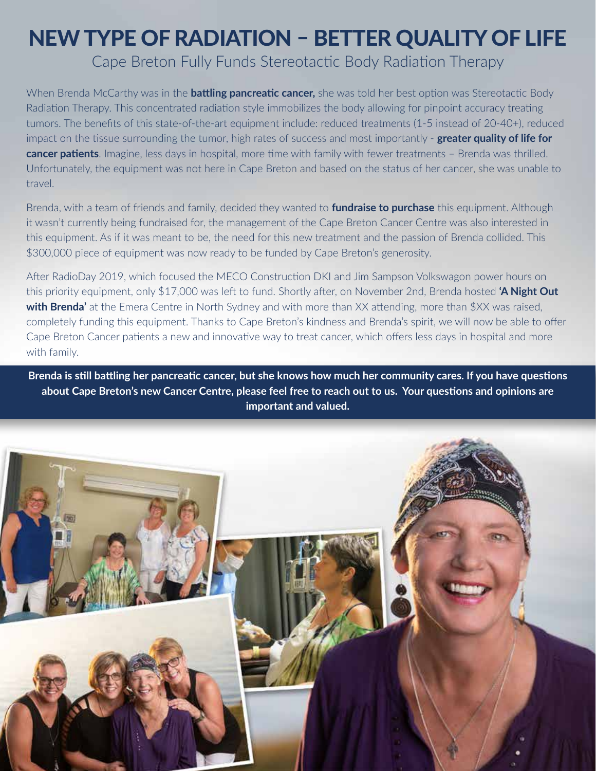# NEW TYPE OF RADIATION – BETTER QUALITY OF LIFE

## Cape Breton Fully Funds Stereotactic Body Radiation Therapy

When Brenda McCarthy was in the **battling pancreatic cancer,** she was told her best option was Stereotactic Body Radiation Therapy. This concentrated radiation style immobilizes the body allowing for pinpoint accuracy treating tumors. The benefits of this state-of-the-art equipment include: reduced treatments (1-5 instead of 20-40+), reduced impact on the tissue surrounding the tumor, high rates of success and most importantly - **greater quality of life for cancer patients**. Imagine, less days in hospital, more time with family with fewer treatments – Brenda was thrilled. Unfortunately, the equipment was not here in Cape Breton and based on the status of her cancer, she was unable to travel.

Brenda, with a team of friends and family, decided they wanted to **fundraise to purchase** this equipment. Although it wasn't currently being fundraised for, the management of the Cape Breton Cancer Centre was also interested in this equipment. As if it was meant to be, the need for this new treatment and the passion of Brenda collided. This $300,000 piece of equipment was now ready to be funded by Cape Breton's generosity.

After RadioDay 2019, which focused the MECO Construction DKI and Jim Sampson Volkswagon power hours on this priority equipment, only $17,000 was left to fund. Shortly after, on November 2nd, Brenda hosted **'A Night Out with Brenda'** at the Emera Centre in North Sydney and with more than XX attending, more than $XX was raised, completely funding this equipment. Thanks to Cape Breton's kindness and Brenda's spirit, we will now be able to offer Cape Breton Cancer patients a new and innovative way to treat cancer, which offers less days in hospital and more with family.

**Brenda is still battling her pancreatic cancer, but she knows how much her community cares. If you have questions about Cape Breton's new Cancer Centre, please feel free to reach out to us. Your questions and opinions are important and valued.**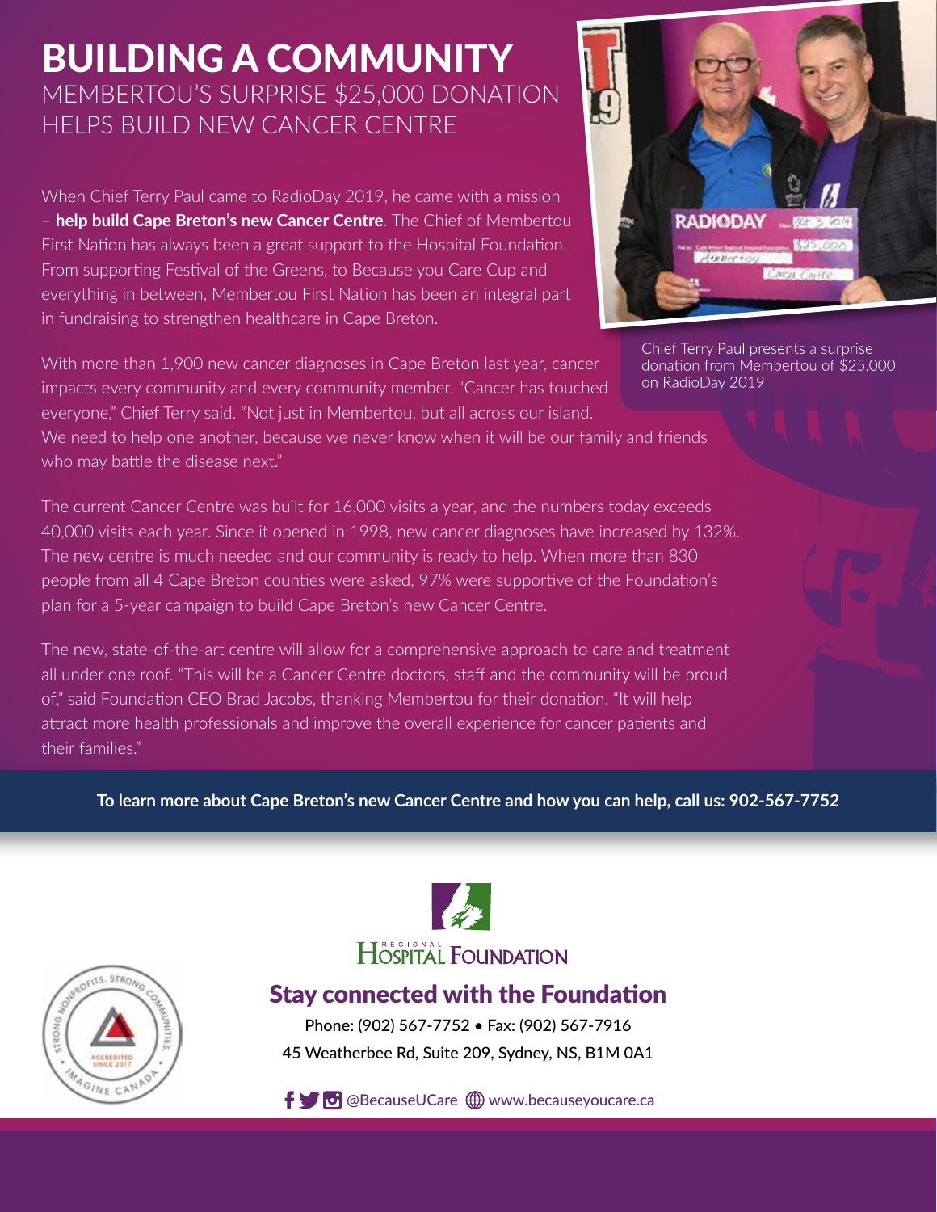# BUILDING A COMMUNITY

## MEMBERTOU'S SURPRISE $25,000 DONATION HELPS BUILD NEW CANCER CENTRE

When Chief Terry Paul came to RadioDay 2019, he came with a mission – **help build Cape Breton's new Cancer Centre**. The Chief of Membertou First Nation has always been a great support to the Hospital Foundation. From supporting Festival of the Greens, to Because you Care Cup and everything in between, Membertou First Nation has been an integral part in fundraising to strengthen healthcare in Cape Breton.

Chief Terry Paul presents a surprise donation from Membertou of $25,000 on RadioDay 2019

With more than 1,900 new cancer diagnoses in Cape Breton last year, cancer impacts every community and every community member. "Cancer has touched everyone," Chief Terry said. "Not just in Membertou, but all across our island. We need to help one another, because we never know when it will be our family and friends who may battle the disease next."

The current Cancer Centre was built for 16,000 visits a year, and the numbers today exceeds 40,000 visits each year. Since it opened in 1998, new cancer diagnoses have increased by 132%. The new centre is much needed and our community is ready to help. When more than 830 people from all 4 Cape Breton counties were asked, 97% were supportive of the Foundation's plan for a 5-year campaign to build Cape Breton's new Cancer Centre.

The new, state-of-the-art centre will allow for a comprehensive approach to care and treatment all under one roof. "This will be a Cancer Centre doctors, staff and the community will be proud of," said Foundation CEO Brad Jacobs, thanking Membertou for their donation. "It will help attract more health professionals and improve the overall experience for cancer patients and their families."

**To learn more about Cape Breton's new Cancer Centre and how you can help, call us: 902-567-7752**

REGIONAL HOSPITAL FOUNDATION

## Stay connected with the Foundation

Phone: (902) 567-7752 • Fax: (902) 567-7916

45 Weatherbee Rd, Suite 209, Sydney, NS, B1M 0A1

@BecauseUCare www.becauseyoucare.ca

STRONG NONPROFITS. STRONG COMMUNITIES. ACCREDITED SINCE 2017 IMAGINE CANADA